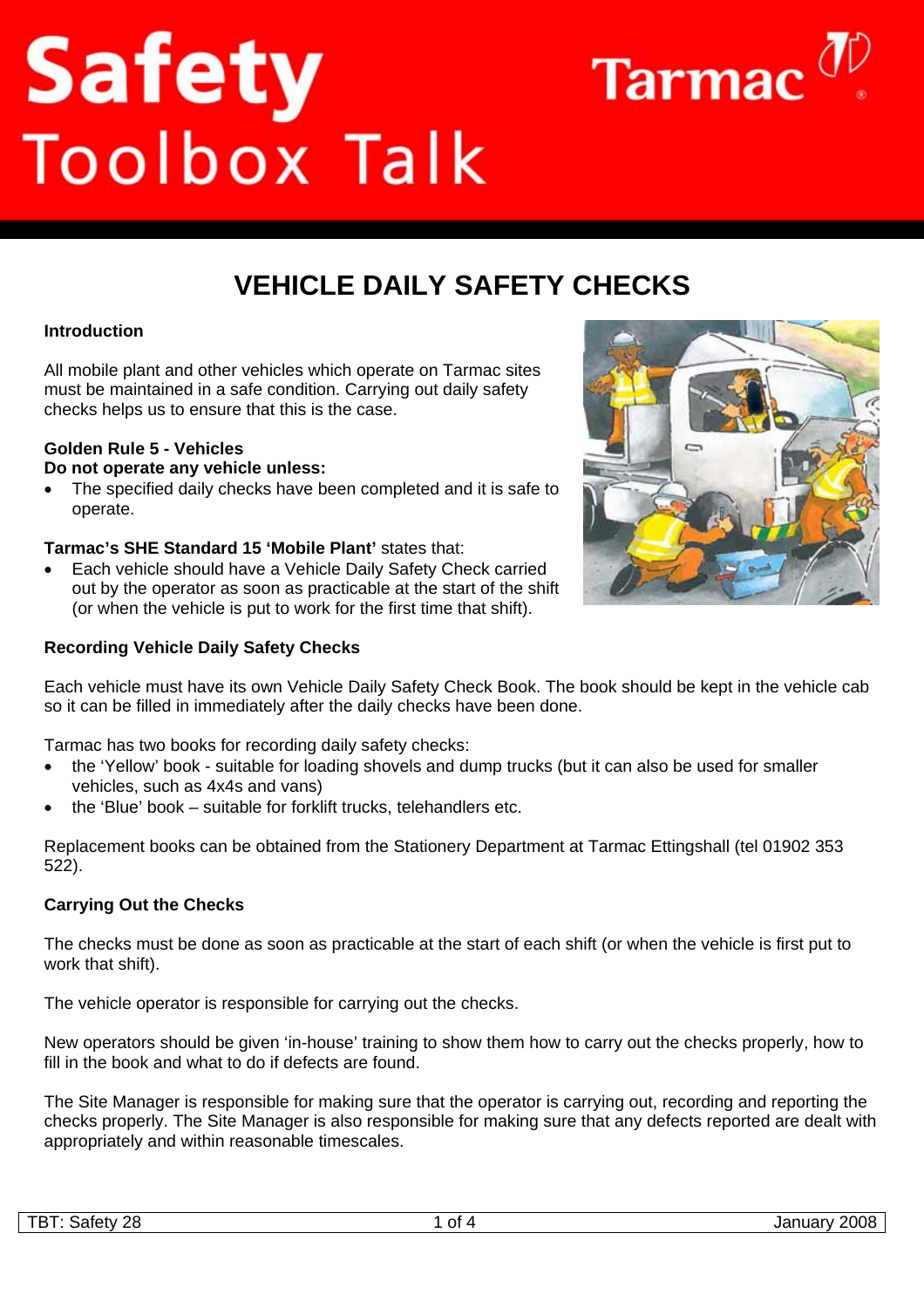# Safety Toolbox Talk

Tarmac

## VEHICLE DAILY SAFETY CHECKS

**Introduction**

All mobile plant and other vehicles which operate on Tarmac sites must be maintained in a safe condition. Carrying out daily safety checks helps us to ensure that this is the case.

**Golden Rule 5 - Vehicles**
**Do not operate any vehicle unless:**

- The specified daily checks have been completed and it is safe to operate.

**Tarmac's SHE Standard 15 'Mobile Plant'** states that:

- Each vehicle should have a Vehicle Daily Safety Check carried out by the operator as soon as practicable at the start of the shift (or when the vehicle is put to work for the first time that shift).

**Recording Vehicle Daily Safety Checks**

Each vehicle must have its own Vehicle Daily Safety Check Book. The book should be kept in the vehicle cab so it can be filled in immediately after the daily checks have been done.

Tarmac has two books for recording daily safety checks:

- the 'Yellow' book - suitable for loading shovels and dump trucks (but it can also be used for smaller vehicles, such as 4x4s and vans)
- the 'Blue' book – suitable for forklift trucks, telehandlers etc.

Replacement books can be obtained from the Stationery Department at Tarmac Ettingshall (tel 01902 353 522).

**Carrying Out the Checks**

The checks must be done as soon as practicable at the start of each shift (or when the vehicle is first put to work that shift).

The vehicle operator is responsible for carrying out the checks.

New operators should be given 'in-house' training to show them how to carry out the checks properly, how to fill in the book and what to do if defects are found.

The Site Manager is responsible for making sure that the operator is carrying out, recording and reporting the checks properly. The Site Manager is also responsible for making sure that any defects reported are dealt with appropriately and within reasonable timescales.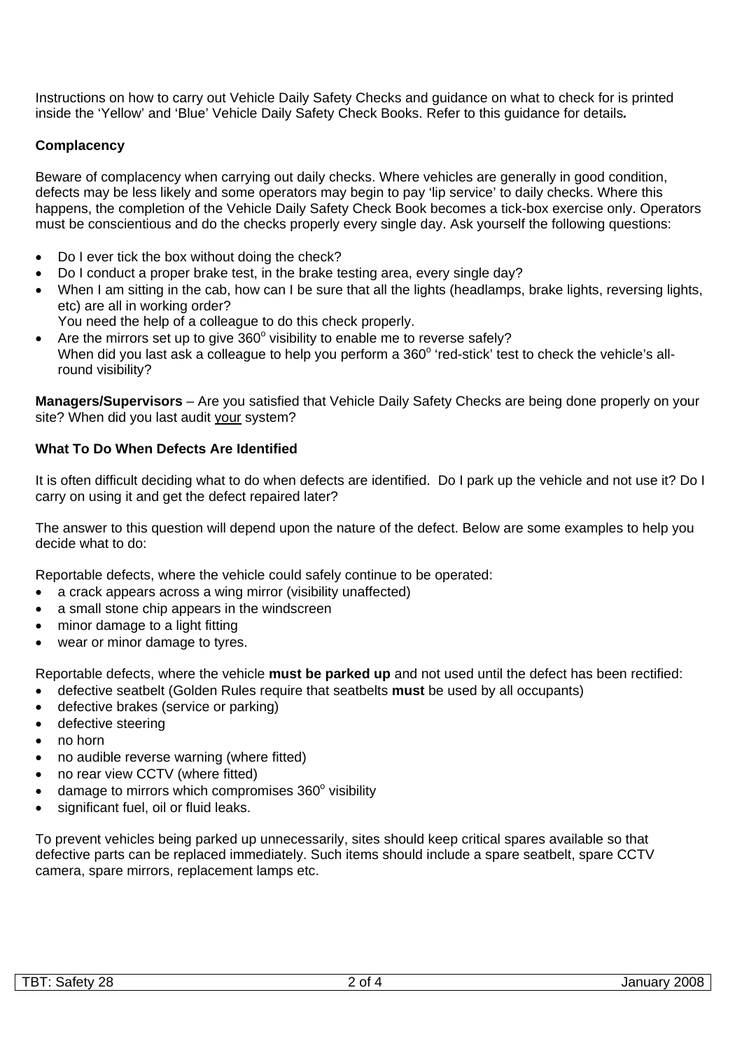Instructions on how to carry out Vehicle Daily Safety Checks and guidance on what to check for is printed inside the 'Yellow' and 'Blue' Vehicle Daily Safety Check Books. Refer to this guidance for details*.*

**Complacency**

Beware of complacency when carrying out daily checks. Where vehicles are generally in good condition, defects may be less likely and some operators may begin to pay 'lip service' to daily checks. Where this happens, the completion of the Vehicle Daily Safety Check Book becomes a tick-box exercise only. Operators must be conscientious and do the checks properly every single day. Ask yourself the following questions:

- Do I ever tick the box without doing the check?
- Do I conduct a proper brake test, in the brake testing area, every single day?
- When I am sitting in the cab, how can I be sure that all the lights (headlamps, brake lights, reversing lights, etc) are all in working order?
  You need the help of a colleague to do this check properly.
- Are the mirrors set up to give 360° visibility to enable me to reverse safely?
  When did you last ask a colleague to help you perform a 360° 'red-stick' test to check the vehicle's all-round visibility?

**Managers/Supervisors** – Are you satisfied that Vehicle Daily Safety Checks are being done properly on your site? When did you last audit <u>your</u> system?

**What To Do When Defects Are Identified**

It is often difficult deciding what to do when defects are identified. Do I park up the vehicle and not use it? Do I carry on using it and get the defect repaired later?

The answer to this question will depend upon the nature of the defect. Below are some examples to help you decide what to do:

Reportable defects, where the vehicle could safely continue to be operated:

- a crack appears across a wing mirror (visibility unaffected)
- a small stone chip appears in the windscreen
- minor damage to a light fitting
- wear or minor damage to tyres.

Reportable defects, where the vehicle **must be parked up** and not used until the defect has been rectified:

- defective seatbelt (Golden Rules require that seatbelts **must** be used by all occupants)
- defective brakes (service or parking)
- defective steering
- no horn
- no audible reverse warning (where fitted)
- no rear view CCTV (where fitted)
- damage to mirrors which compromises 360° visibility
- significant fuel, oil or fluid leaks.

To prevent vehicles being parked up unnecessarily, sites should keep critical spares available so that defective parts can be replaced immediately. Such items should include a spare seatbelt, spare CCTV camera, spare mirrors, replacement lamps etc.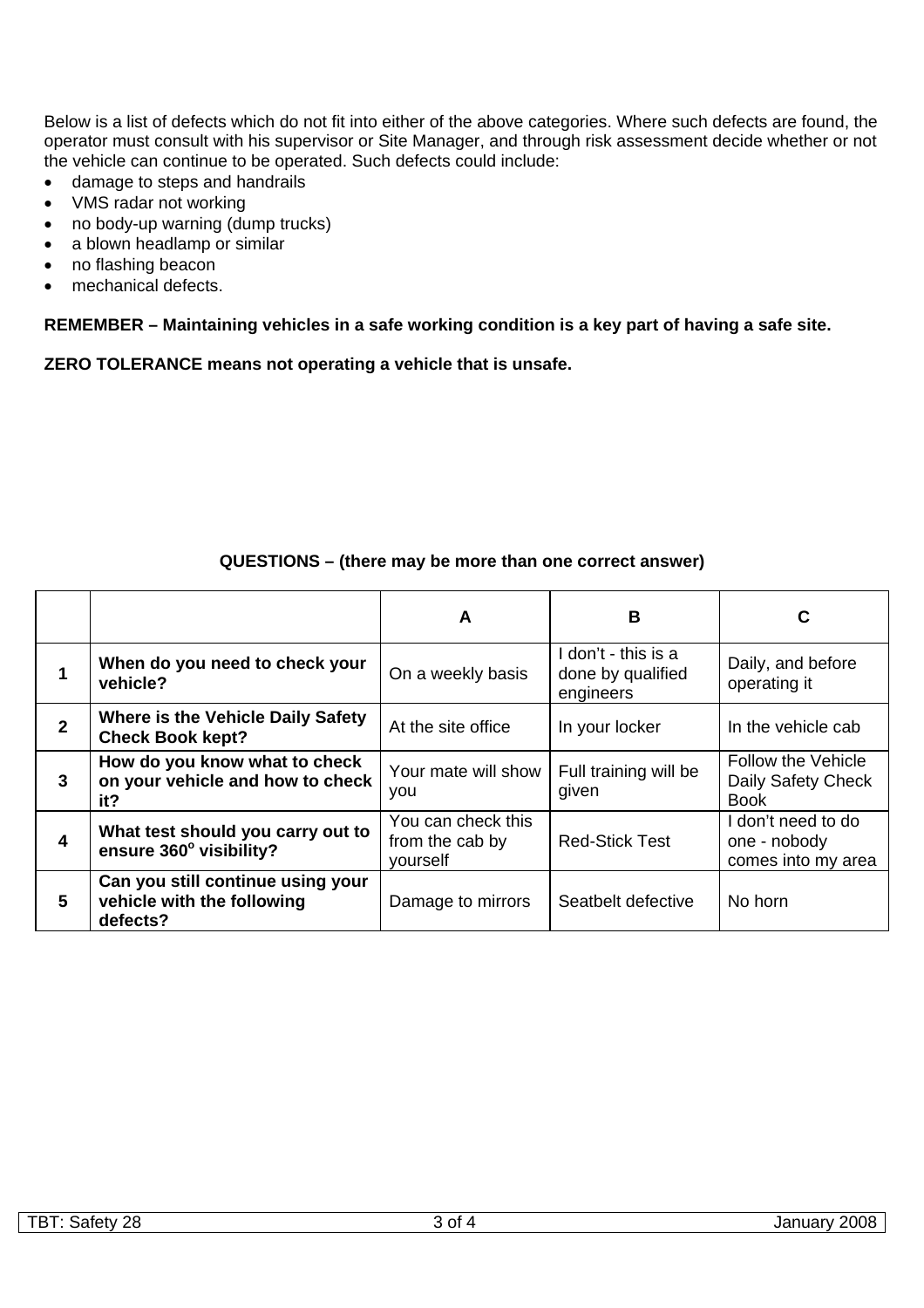Below is a list of defects which do not fit into either of the above categories. Where such defects are found, the operator must consult with his supervisor or Site Manager, and through risk assessment decide whether or not the vehicle can continue to be operated. Such defects could include:

- damage to steps and handrails
- VMS radar not working
- no body-up warning (dump trucks)
- a blown headlamp or similar
- no flashing beacon
- mechanical defects.

**REMEMBER – Maintaining vehicles in a safe working condition is a key part of having a safe site.**

**ZERO TOLERANCE means not operating a vehicle that is unsafe.**

**QUESTIONS – (there may be more than one correct answer)**

| | | A | B | C |
|---|---|---|---|---|
| **1** | **When do you need to check your vehicle?** | On a weekly basis | I don't - this is a done by qualified engineers | Daily, and before operating it |
| **2** | **Where is the Vehicle Daily Safety Check Book kept?** | At the site office | In your locker | In the vehicle cab |
| **3** | **How do you know what to check on your vehicle and how to check it?** | Your mate will show you | Full training will be given | Follow the Vehicle Daily Safety Check Book |
| **4** | **What test should you carry out to ensure 360$^{o}$ visibility?** | You can check this from the cab by yourself | Red-Stick Test | I don't need to do one - nobody comes into my area |
| **5** | **Can you still continue using your vehicle with the following defects?** | Damage to mirrors | Seatbelt defective | No horn |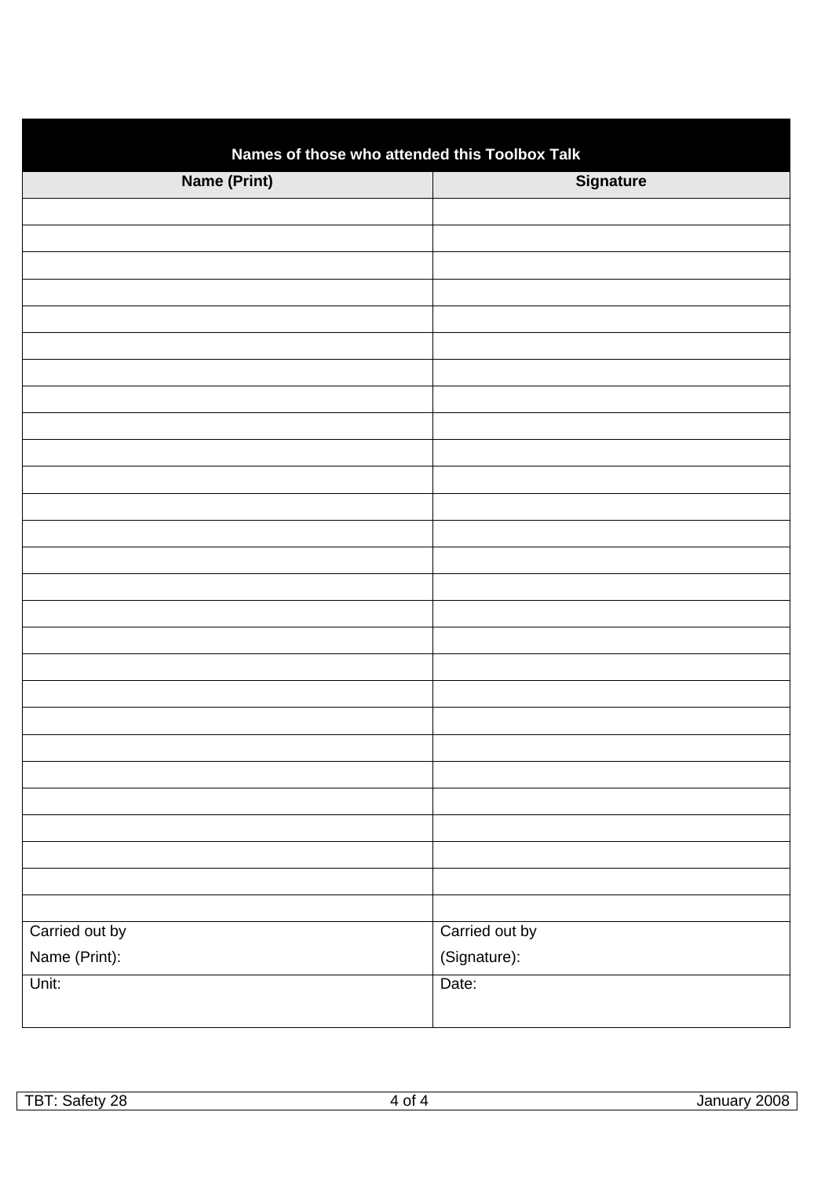| Names of those who attended this Toolbox Talk | |
|---|---|
| **Name (Print)** | **Signature** |
| | |
| | |
| | |
| | |
| | |
| | |
| | |
| | |
| | |
| | |
| | |
| | |
| | |
| | |
| | |
| | |
| | |
| | |
| | |
| | |
| | |
| | |
| | |
| | |
| | |
| | |
| | |
| Carried out by Name (Print): | Carried out by (Signature): |
| Unit: | Date: |